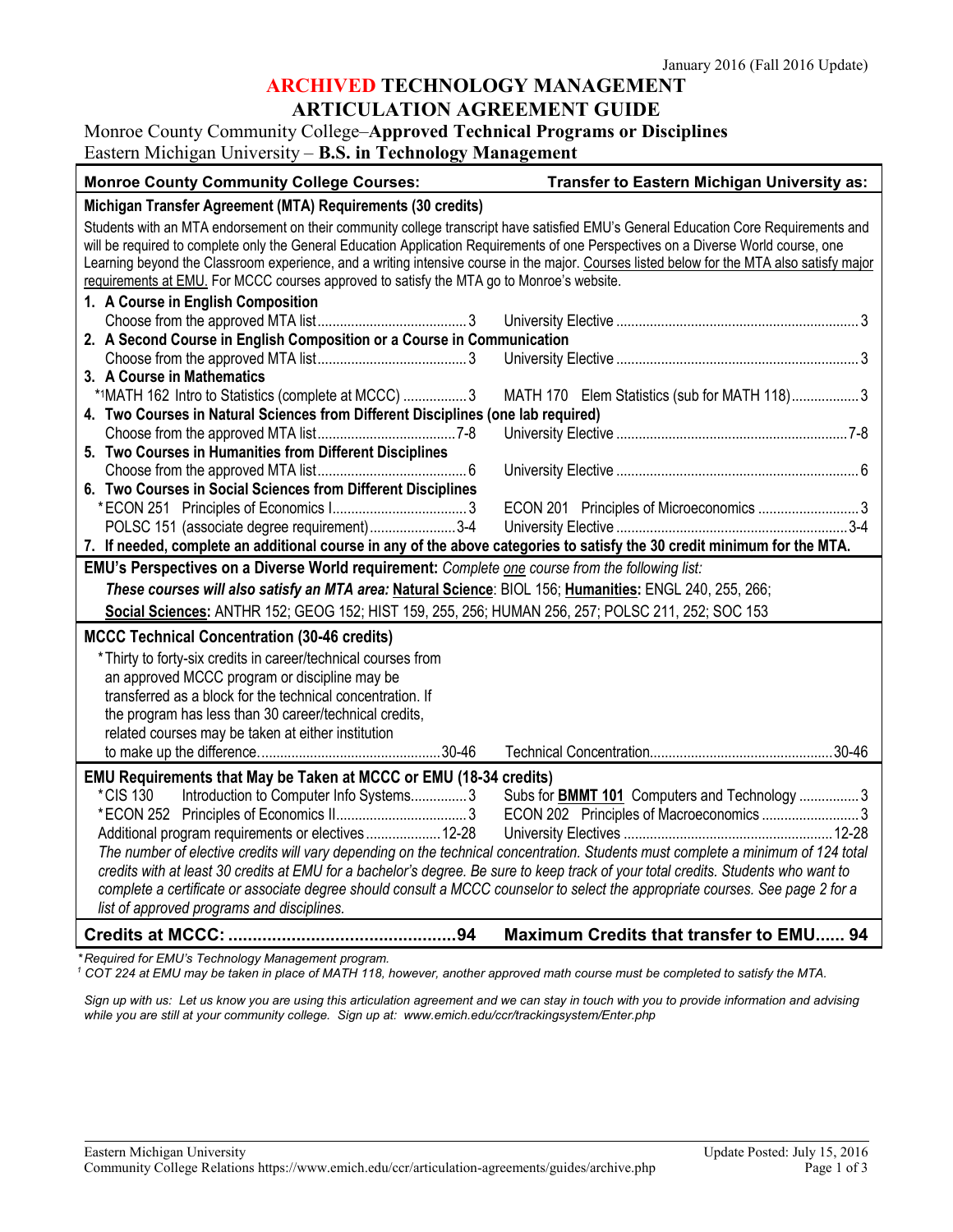January 2016 (Fall 2016 Update)

# ARCHIVED TECHNOLOGY MANAGEMENT ARTICULATION AGREEMENT GUIDE

Monroe County Community College–**Approved Technical Programs or Disciplines**
Eastern Michigan University – **B.S. in Technology Management**

| Monroe County Community College Courses: | Transfer to Eastern Michigan University as: |
|---|---|
| **Michigan Transfer Agreement (MTA) Requirements (30 credits)** | |
| Students with an MTA endorsement on their community college transcript have satisfied EMU's General Education Core Requirements and will be required to complete only the General Education Application Requirements of one Perspectives on a Diverse World course, one Learning beyond the Classroom experience, and a writing intensive course in the major. Courses listed below for the MTA also satisfy major requirements at EMU. For MCCC courses approved to satisfy the MTA go to Monroe's website. | |
| **1. A Course in English Composition** | |
| Choose from the approved MTA list ... 3 | University Elective ... 3 |
| **2. A Second Course in English Composition or a Course in Communication** | |
| Choose from the approved MTA list ... 3 | University Elective ... 3 |
| **3. A Course in Mathematics** | |
| *[1]MATH 162 Intro to Statistics (complete at MCCC) ... 3 | MATH 170 Elem Statistics (sub for MATH 118) ... 3 |
| **4. Two Courses in Natural Sciences from Different Disciplines (one lab required)** | |
| Choose from the approved MTA list ... 7-8 | University Elective ... 7-8 |
| **5. Two Courses in Humanities from Different Disciplines** | |
| Choose from the approved MTA list ... 6 | University Elective ... 6 |
| **6. Two Courses in Social Sciences from Different Disciplines** | |
| *ECON 251 Principles of Economics I ... 3 | ECON 201 Principles of Microeconomics ... 3 |
| POLSC 151 (associate degree requirement) ... 3-4 | University Elective ... 3-4 |
| **7. If needed, complete an additional course in any of the above categories to satisfy the 30 credit minimum for the MTA.** | |
| **EMU's Perspectives on a Diverse World requirement:** *Complete one course from the following list:* | |
| ***These courses will also satisfy an MTA area:* Natural Science: BIOL 156; Humanities: ENGL 240, 255, 266; Social Sciences: ANTHR 152; GEOG 152; HIST 159, 255, 256; HUMAN 256, 257; POLSC 211, 252; SOC 153** | |
| **MCCC Technical Concentration (30-46 credits)** | |
| *Thirty to forty-six credits in career/technical courses from an approved MCCC program or discipline may be transferred as a block for the technical concentration. If the program has less than 30 career/technical credits, related courses may be taken at either institution to make up the difference. ... 30-46 | Technical Concentration ... 30-46 |
| **EMU Requirements that May be Taken at MCCC or EMU (18-34 credits)** | |
| *CIS 130 Introduction to Computer Info Systems ... 3 | Subs for **BMMT 101** Computers and Technology ... 3 |
| *ECON 252 Principles of Economics II ... 3 | ECON 202 Principles of Macroeconomics ... 3 |
| Additional program requirements or electives ... 12-28 | University Electives ... 12-28 |
| *The number of elective credits will vary depending on the technical concentration. Students must complete a minimum of 124 total credits with at least 30 credits at EMU for a bachelor's degree. Be sure to keep track of your total credits. Students who want to complete a certificate or associate degree should consult a MCCC counselor to select the appropriate courses. See page 2 for a list of approved programs and disciplines.* | |
| **Credits at MCCC: ... 94** | **Maximum Credits that transfer to EMU ... 94** |

*\*Required for EMU's Technology Management program.*
*[1] COT 224 at EMU may be taken in place of MATH 118, however, another approved math course must be completed to satisfy the MTA.*

*Sign up with us: Let us know you are using this articulation agreement and we can stay in touch with you to provide information and advising while you are still at your community college. Sign up at: www.emich.edu/ccr/trackingsystem/Enter.php*

Eastern Michigan University
Community College Relations https://www.emich.edu/ccr/articulation-agreements/guides/archive.php
Update Posted: July 15, 2016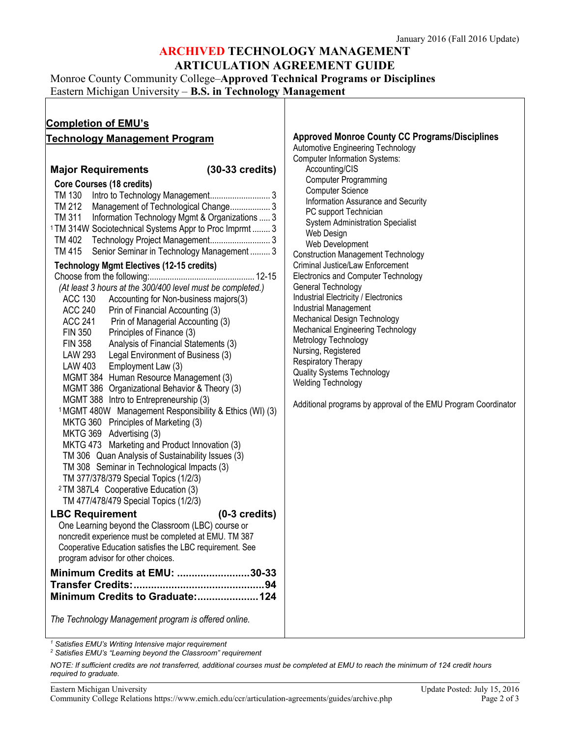# ARCHIVED TECHNOLOGY MANAGEMENT ARTICULATION AGREEMENT GUIDE

Monroe County Community College–**Approved Technical Programs or Disciplines**
Eastern Michigan University – **B.S. in Technology Management**

## Completion of EMU's Technology Management Program

### Major Requirements (30-33 credits)

**Core Courses (18 credits)**

- TM 130 Intro to Technology Management........................... 3
- TM 212 Management of Technological Change.................. 3
- TM 311 Information Technology Mgmt & Organizations ..... 3
- [1]TM 314W Sociotechnical Systems Appr to Proc Imprmt ........ 3
- TM 402 Technology Project Management........................... 3
- TM 415 Senior Seminar in Technology Management ......... 3

**Technology Mgmt Electives (12-15 credits)**

Choose from the following:............................................... 12-15

*(At least 3 hours at the 300/400 level must be completed.)*

- ACC 130 Accounting for Non-business majors(3)
- ACC 240 Prin of Financial Accounting (3)
- ACC 241 Prin of Managerial Accounting (3)
- FIN 350 Principles of Finance (3)
- FIN 358 Analysis of Financial Statements (3)
- LAW 293 Legal Environment of Business (3)
- LAW 403 Employment Law (3)
- MGMT 384 Human Resource Management (3)
- MGMT 386 Organizational Behavior & Theory (3)
- MGMT 388 Intro to Entrepreneurship (3)
- [1]MGMT 480W Management Responsibility & Ethics (WI) (3)
- MKTG 360 Principles of Marketing (3)
- MKTG 369 Advertising (3)
- MKTG 473 Marketing and Product Innovation (3)
- TM 306 Quan Analysis of Sustainability Issues (3)
- TM 308 Seminar in Technological Impacts (3)
- TM 377/378/379 Special Topics (1/2/3)
- [2]TM 387L4 Cooperative Education (3)
- TM 477/478/479 Special Topics (1/2/3)

### LBC Requirement (0-3 credits)

One Learning beyond the Classroom (LBC) course or noncredit experience must be completed at EMU. TM 387 Cooperative Education satisfies the LBC requirement. See program advisor for other choices.

**Minimum Credits at EMU: .........................30-33**
**Transfer Credits:............................................94**
**Minimum Credits to Graduate:.....................124**

*The Technology Management program is offered online.*

### Approved Monroe County CC Programs/Disciplines

- Automotive Engineering Technology
- Computer Information Systems:
  - Accounting/CIS
  - Computer Programming
  - Computer Science
  - Information Assurance and Security
  - PC support Technician
  - System Administration Specialist
  - Web Design
  - Web Development
- Construction Management Technology
- Criminal Justice/Law Enforcement
- Electronics and Computer Technology
- General Technology
- Industrial Electricity / Electronics
- Industrial Management
- Mechanical Design Technology
- Mechanical Engineering Technology
- Metrology Technology
- Nursing, Registered
- Respiratory Therapy
- Quality Systems Technology
- Welding Technology

Additional programs by approval of the EMU Program Coordinator

*[1] Satisfies EMU's Writing Intensive major requirement*
*[2] Satisfies EMU's "Learning beyond the Classroom" requirement*

*NOTE: If sufficient credits are not transferred, additional courses must be completed at EMU to reach the minimum of 124 credit hours required to graduate.*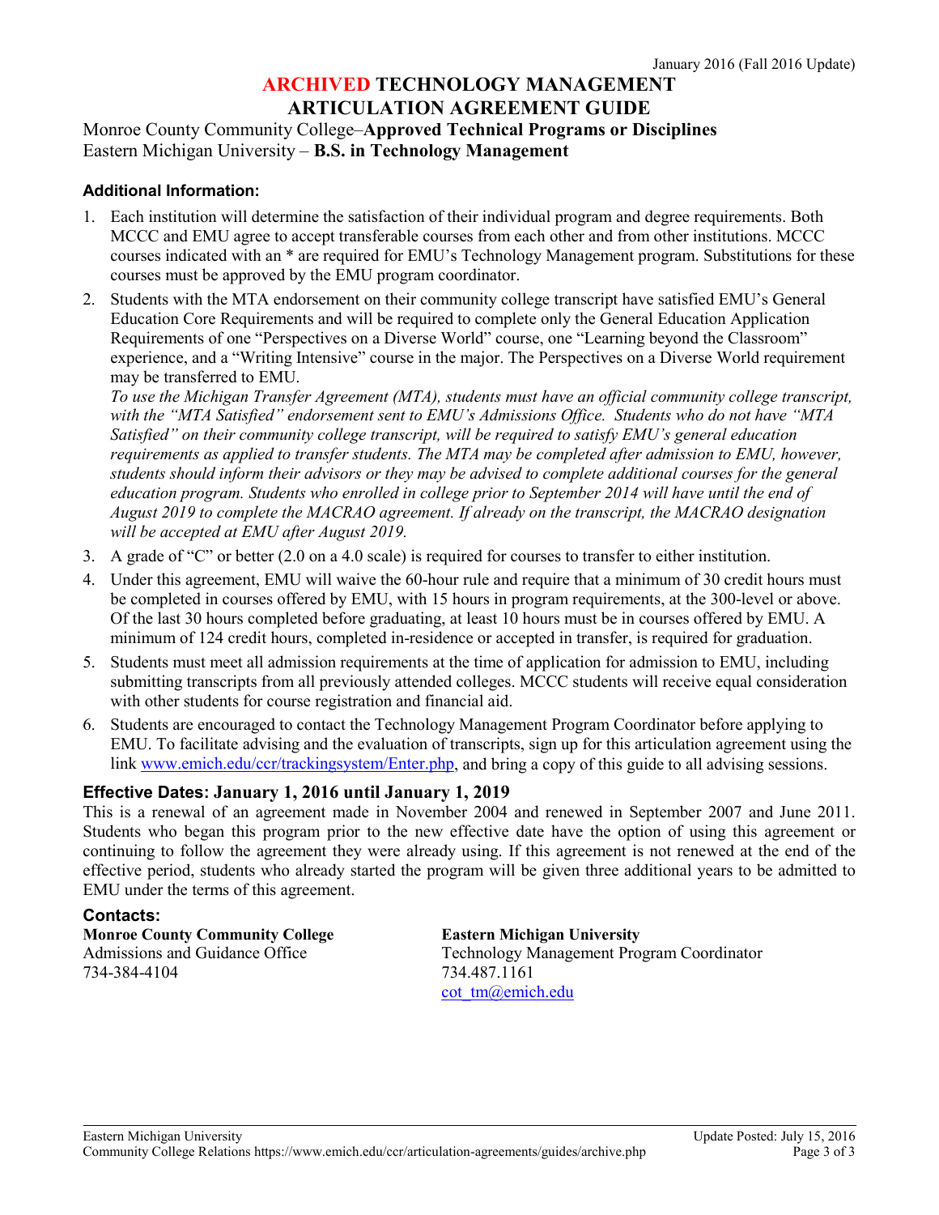January 2016 (Fall 2016 Update)

# ARCHIVED TECHNOLOGY MANAGEMENT ARTICULATION AGREEMENT GUIDE

Monroe County Community College–**Approved Technical Programs or Disciplines**
Eastern Michigan University – **B.S. in Technology Management**

### Additional Information:

1. Each institution will determine the satisfaction of their individual program and degree requirements. Both MCCC and EMU agree to accept transferable courses from each other and from other institutions. MCCC courses indicated with an * are required for EMU's Technology Management program. Substitutions for these courses must be approved by the EMU program coordinator.
2. Students with the MTA endorsement on their community college transcript have satisfied EMU's General Education Core Requirements and will be required to complete only the General Education Application Requirements of one "Perspectives on a Diverse World" course, one "Learning beyond the Classroom" experience, and a "Writing Intensive" course in the major. The Perspectives on a Diverse World requirement may be transferred to EMU.
   *To use the Michigan Transfer Agreement (MTA), students must have an official community college transcript, with the "MTA Satisfied" endorsement sent to EMU's Admissions Office. Students who do not have "MTA Satisfied" on their community college transcript, will be required to satisfy EMU's general education requirements as applied to transfer students. The MTA may be completed after admission to EMU, however, students should inform their advisors or they may be advised to complete additional courses for the general education program. Students who enrolled in college prior to September 2014 will have until the end of August 2019 to complete the MACRAO agreement. If already on the transcript, the MACRAO designation will be accepted at EMU after August 2019.*
3. A grade of "C" or better (2.0 on a 4.0 scale) is required for courses to transfer to either institution.
4. Under this agreement, EMU will waive the 60-hour rule and require that a minimum of 30 credit hours must be completed in courses offered by EMU, with 15 hours in program requirements, at the 300-level or above. Of the last 30 hours completed before graduating, at least 10 hours must be in courses offered by EMU. A minimum of 124 credit hours, completed in-residence or accepted in transfer, is required for graduation.
5. Students must meet all admission requirements at the time of application for admission to EMU, including submitting transcripts from all previously attended colleges. MCCC students will receive equal consideration with other students for course registration and financial aid.
6. Students are encouraged to contact the Technology Management Program Coordinator before applying to EMU. To facilitate advising and the evaluation of transcripts, sign up for this articulation agreement using the link www.emich.edu/ccr/trackingsystem/Enter.php, and bring a copy of this guide to all advising sessions.

### Effective Dates: January 1, 2016 until January 1, 2019

This is a renewal of an agreement made in November 2004 and renewed in September 2007 and June 2011. Students who began this program prior to the new effective date have the option of using this agreement or continuing to follow the agreement they were already using. If this agreement is not renewed at the end of the effective period, students who already started the program will be given three additional years to be admitted to EMU under the terms of this agreement.

### Contacts:

**Monroe County Community College**
Admissions and Guidance Office
734-384-4104

**Eastern Michigan University**
Technology Management Program Coordinator
734.487.1161
cot_tm@emich.edu